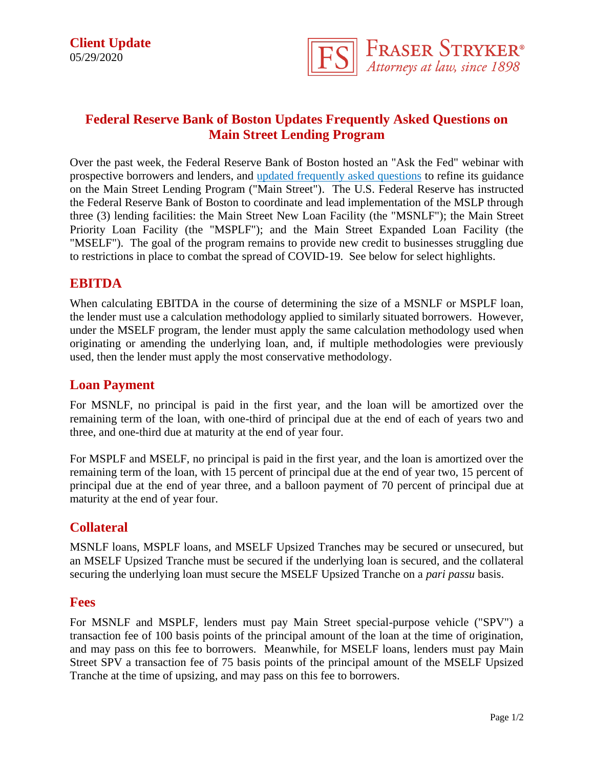**Client Update**
05/29/2020

FRASER STRYKER®
*Attorneys at law, since 1898*

# Federal Reserve Bank of Boston Updates Frequently Asked Questions on Main Street Lending Program

Over the past week, the Federal Reserve Bank of Boston hosted an "Ask the Fed" webinar with prospective borrowers and lenders, and [updated frequently asked questions]() to refine its guidance on the Main Street Lending Program ("Main Street"). The U.S. Federal Reserve has instructed the Federal Reserve Bank of Boston to coordinate and lead implementation of the MSLP through three (3) lending facilities: the Main Street New Loan Facility (the "MSNLF"); the Main Street Priority Loan Facility (the "MSPLF"); and the Main Street Expanded Loan Facility (the "MSELF"). The goal of the program remains to provide new credit to businesses struggling due to restrictions in place to combat the spread of COVID-19. See below for select highlights.

## EBITDA

When calculating EBITDA in the course of determining the size of a MSNLF or MSPLF loan, the lender must use a calculation methodology applied to similarly situated borrowers. However, under the MSELF program, the lender must apply the same calculation methodology used when originating or amending the underlying loan, and, if multiple methodologies were previously used, then the lender must apply the most conservative methodology.

## Loan Payment

For MSNLF, no principal is paid in the first year, and the loan will be amortized over the remaining term of the loan, with one-third of principal due at the end of each of years two and three, and one-third due at maturity at the end of year four.

For MSPLF and MSELF, no principal is paid in the first year, and the loan is amortized over the remaining term of the loan, with 15 percent of principal due at the end of year two, 15 percent of principal due at the end of year three, and a balloon payment of 70 percent of principal due at maturity at the end of year four.

## Collateral

MSNLF loans, MSPLF loans, and MSELF Upsized Tranches may be secured or unsecured, but an MSELF Upsized Tranche must be secured if the underlying loan is secured, and the collateral securing the underlying loan must secure the MSELF Upsized Tranche on a *pari passu* basis.

## Fees

For MSNLF and MSPLF, lenders must pay Main Street special-purpose vehicle ("SPV") a transaction fee of 100 basis points of the principal amount of the loan at the time of origination, and may pass on this fee to borrowers. Meanwhile, for MSELF loans, lenders must pay Main Street SPV a transaction fee of 75 basis points of the principal amount of the MSELF Upsized Tranche at the time of upsizing, and may pass on this fee to borrowers.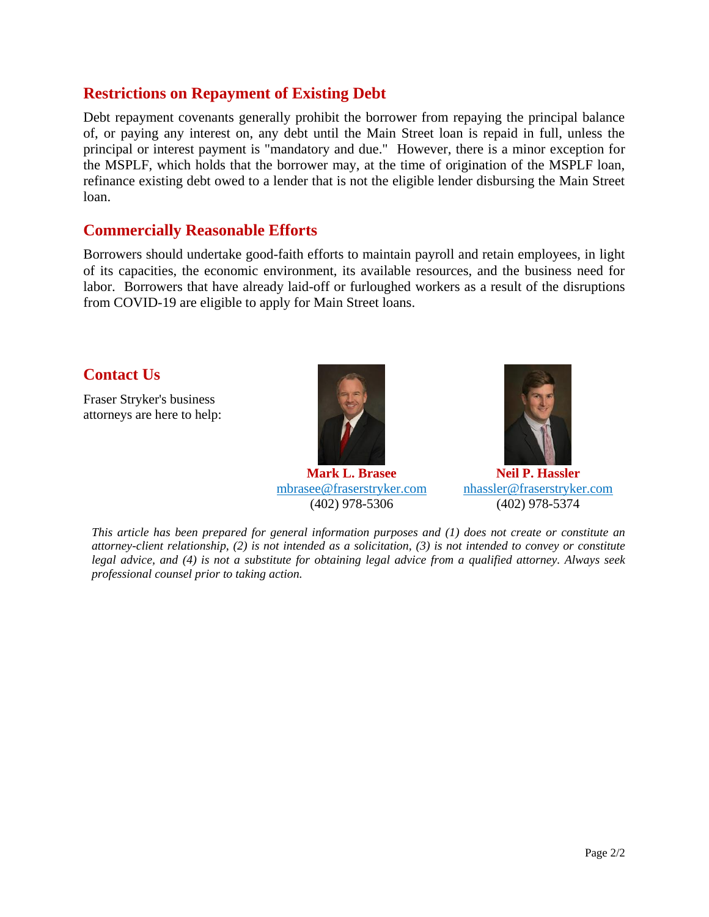## Restrictions on Repayment of Existing Debt

Debt repayment covenants generally prohibit the borrower from repaying the principal balance of, or paying any interest on, any debt until the Main Street loan is repaid in full, unless the principal or interest payment is "mandatory and due." However, there is a minor exception for the MSPLF, which holds that the borrower may, at the time of origination of the MSPLF loan, refinance existing debt owed to a lender that is not the eligible lender disbursing the Main Street loan.

## Commercially Reasonable Efforts

Borrowers should undertake good-faith efforts to maintain payroll and retain employees, in light of its capacities, the economic environment, its available resources, and the business need for labor. Borrowers that have already laid-off or furloughed workers as a result of the disruptions from COVID-19 are eligible to apply for Main Street loans.

## Contact Us

Fraser Stryker's business attorneys are here to help:

**Mark L. Brasee**
mbrasee@fraserstryker.com
(402) 978-5306

**Neil P. Hassler**
nhassler@fraserstryker.com
(402) 978-5374

*This article has been prepared for general information purposes and (1) does not create or constitute an attorney-client relationship, (2) is not intended as a solicitation, (3) is not intended to convey or constitute legal advice, and (4) is not a substitute for obtaining legal advice from a qualified attorney. Always seek professional counsel prior to taking action.*